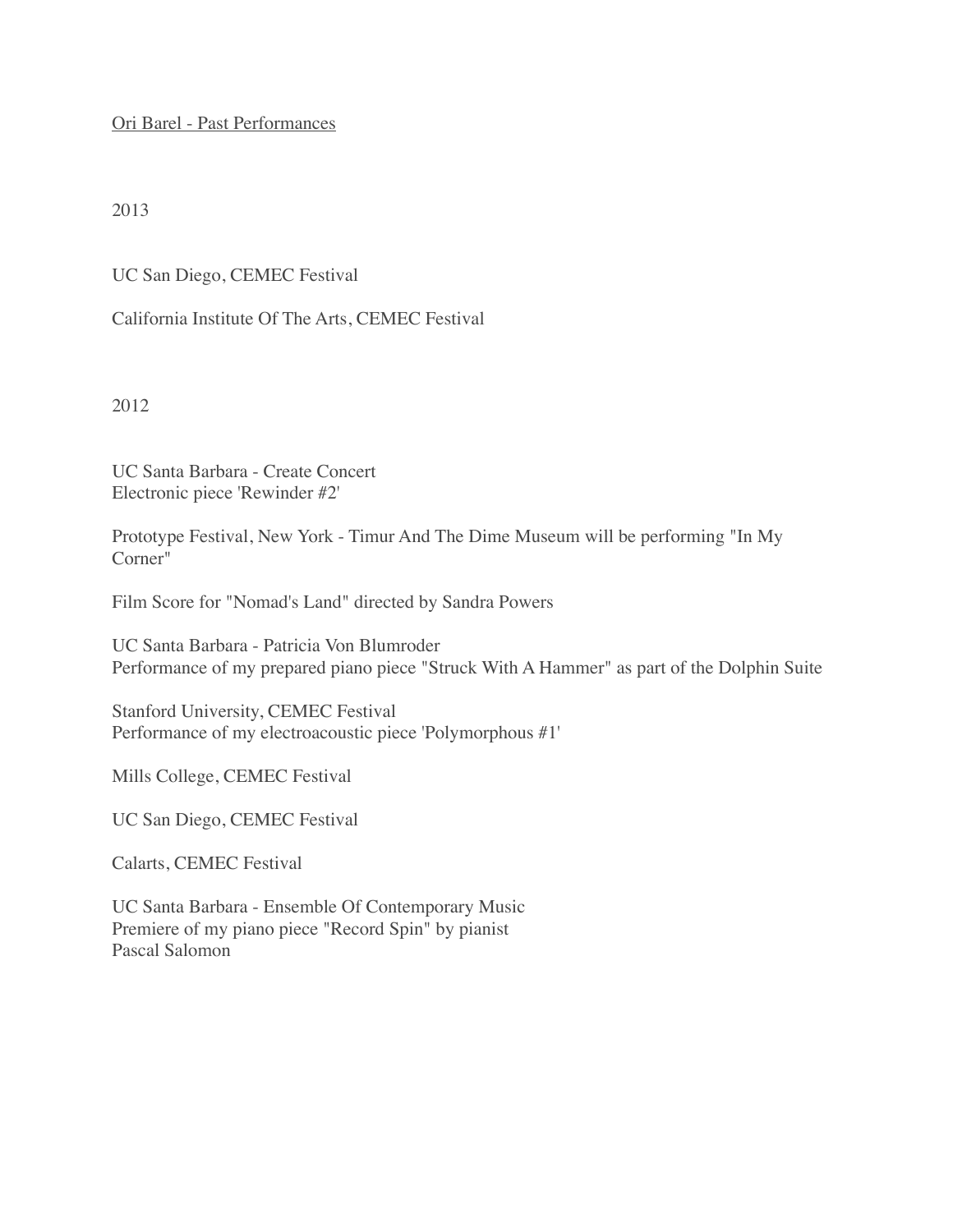# Ori Barel - Past Performances

## 2013

UC San Diego, CEMEC Festival

California Institute Of The Arts, CEMEC Festival

## 2012

UC Santa Barbara - Create Concert
Electronic piece 'Rewinder #2'

Prototype Festival, New York - Timur And The Dime Museum will be performing "In My Corner"

Film Score for "Nomad's Land" directed by Sandra Powers

UC Santa Barbara - Patricia Von Blumroder
Performance of my prepared piano piece "Struck With A Hammer" as part of the Dolphin Suite

Stanford University, CEMEC Festival
Performance of my electroacoustic piece 'Polymorphous #1'

Mills College, CEMEC Festival

UC San Diego, CEMEC Festival

Calarts, CEMEC Festival

UC Santa Barbara - Ensemble Of Contemporary Music
Premiere of my piano piece "Record Spin" by pianist
Pascal Salomon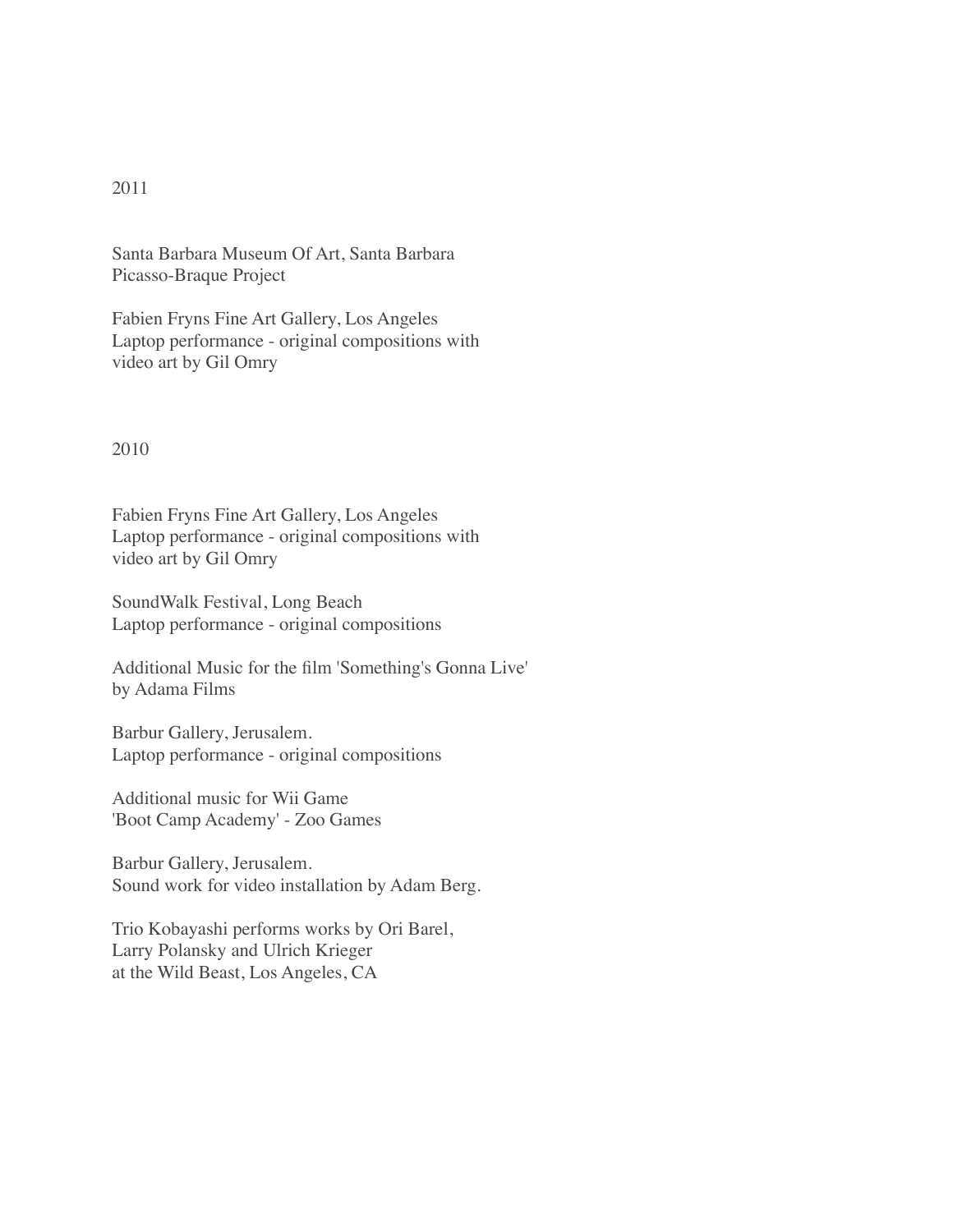## 2011

Santa Barbara Museum Of Art, Santa Barbara
Picasso-Braque Project

Fabien Fryns Fine Art Gallery, Los Angeles
Laptop performance - original compositions with
video art by Gil Omry

## 2010

Fabien Fryns Fine Art Gallery, Los Angeles
Laptop performance - original compositions with
video art by Gil Omry

SoundWalk Festival, Long Beach
Laptop performance - original compositions

Additional Music for the film 'Something's Gonna Live'
by Adama Films

Barbur Gallery, Jerusalem.
Laptop performance - original compositions

Additional music for Wii Game
'Boot Camp Academy' - Zoo Games

Barbur Gallery, Jerusalem.
Sound work for video installation by Adam Berg.

Trio Kobayashi performs works by Ori Barel,
Larry Polansky and Ulrich Krieger
at the Wild Beast, Los Angeles, CA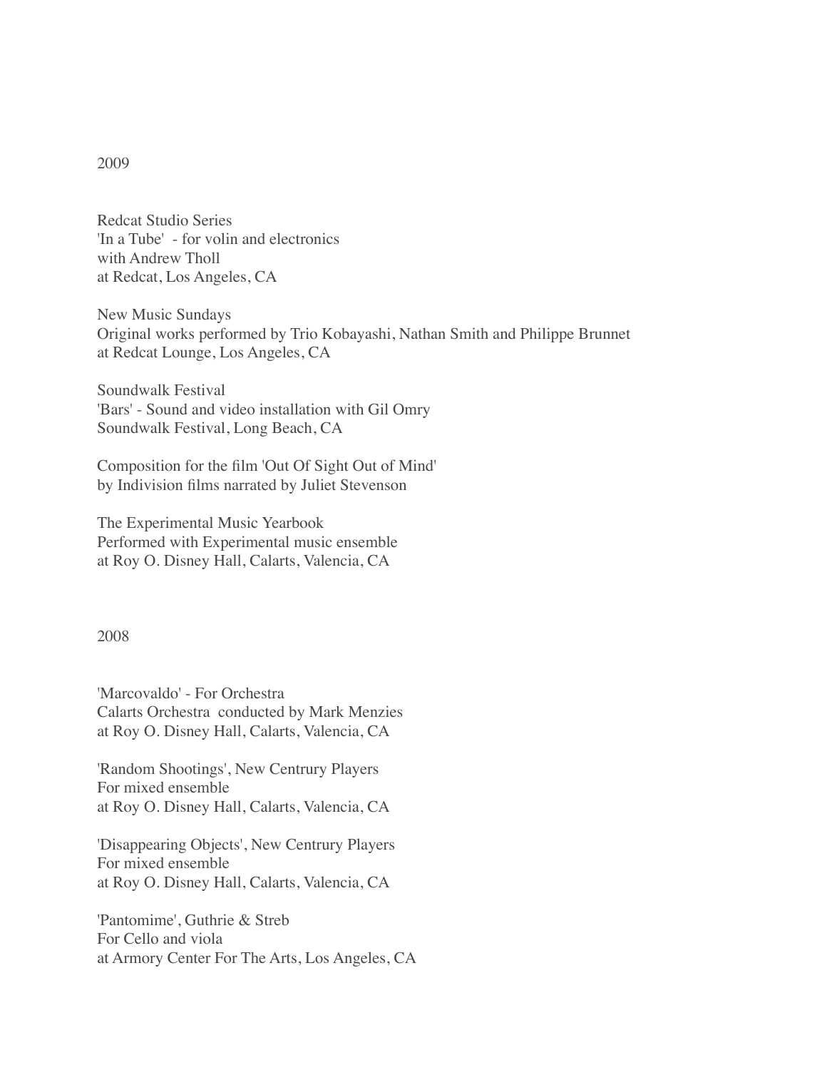## 2009

Redcat Studio Series
'In a Tube' - for volin and electronics
with Andrew Tholl
at Redcat, Los Angeles, CA

New Music Sundays
Original works performed by Trio Kobayashi, Nathan Smith and Philippe Brunnet
at Redcat Lounge, Los Angeles, CA

Soundwalk Festival
'Bars' - Sound and video installation with Gil Omry
Soundwalk Festival, Long Beach, CA

Composition for the film 'Out Of Sight Out of Mind'
by Indivision films narrated by Juliet Stevenson

The Experimental Music Yearbook
Performed with Experimental music ensemble
at Roy O. Disney Hall, Calarts, Valencia, CA

## 2008

'Marcovaldo' - For Orchestra
Calarts Orchestra conducted by Mark Menzies
at Roy O. Disney Hall, Calarts, Valencia, CA

'Random Shootings', New Centrury Players
For mixed ensemble
at Roy O. Disney Hall, Calarts, Valencia, CA

'Disappearing Objects', New Centrury Players
For mixed ensemble
at Roy O. Disney Hall, Calarts, Valencia, CA

'Pantomime', Guthrie & Streb
For Cello and viola
at Armory Center For The Arts, Los Angeles, CA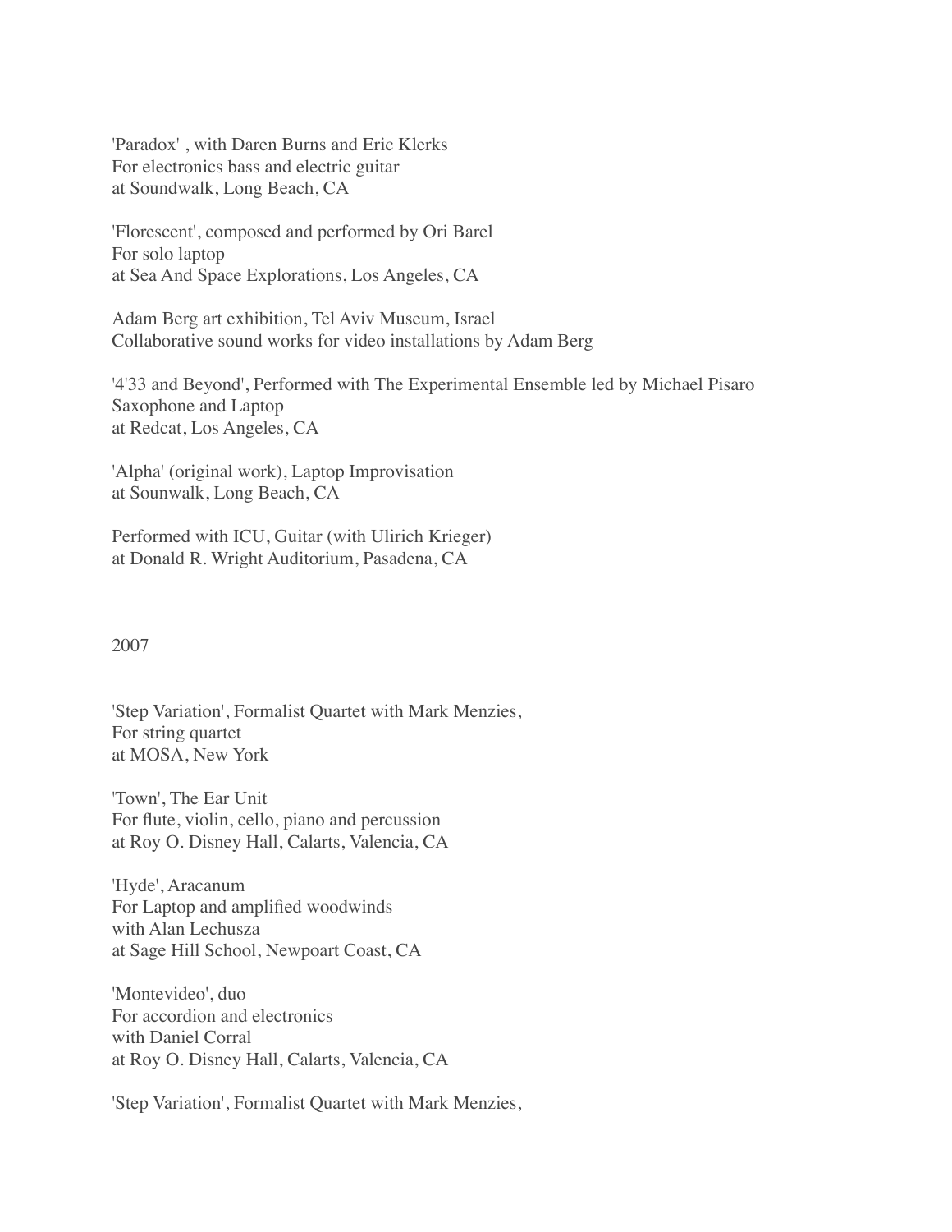'Paradox' , with Daren Burns and Eric Klerks
For electronics bass and electric guitar
at Soundwalk, Long Beach, CA

'Florescent', composed and performed by Ori Barel
For solo laptop
at Sea And Space Explorations, Los Angeles, CA

Adam Berg art exhibition, Tel Aviv Museum, Israel
Collaborative sound works for video installations by Adam Berg

'4'33 and Beyond', Performed with The Experimental Ensemble led by Michael Pisaro
Saxophone and Laptop
at Redcat, Los Angeles, CA

'Alpha' (original work), Laptop Improvisation
at Sounwalk, Long Beach, CA

Performed with ICU, Guitar (with Ulirich Krieger)
at Donald R. Wright Auditorium, Pasadena, CA

2007

'Step Variation', Formalist Quartet with Mark Menzies,
For string quartet
at MOSA, New York

'Town', The Ear Unit
For flute, violin, cello, piano and percussion
at Roy O. Disney Hall, Calarts, Valencia, CA

'Hyde', Aracanum
For Laptop and amplified woodwinds
with Alan Lechusza
at Sage Hill School, Newpoart Coast, CA

'Montevideo', duo
For accordion and electronics
with Daniel Corral
at Roy O. Disney Hall, Calarts, Valencia, CA

'Step Variation', Formalist Quartet with Mark Menzies,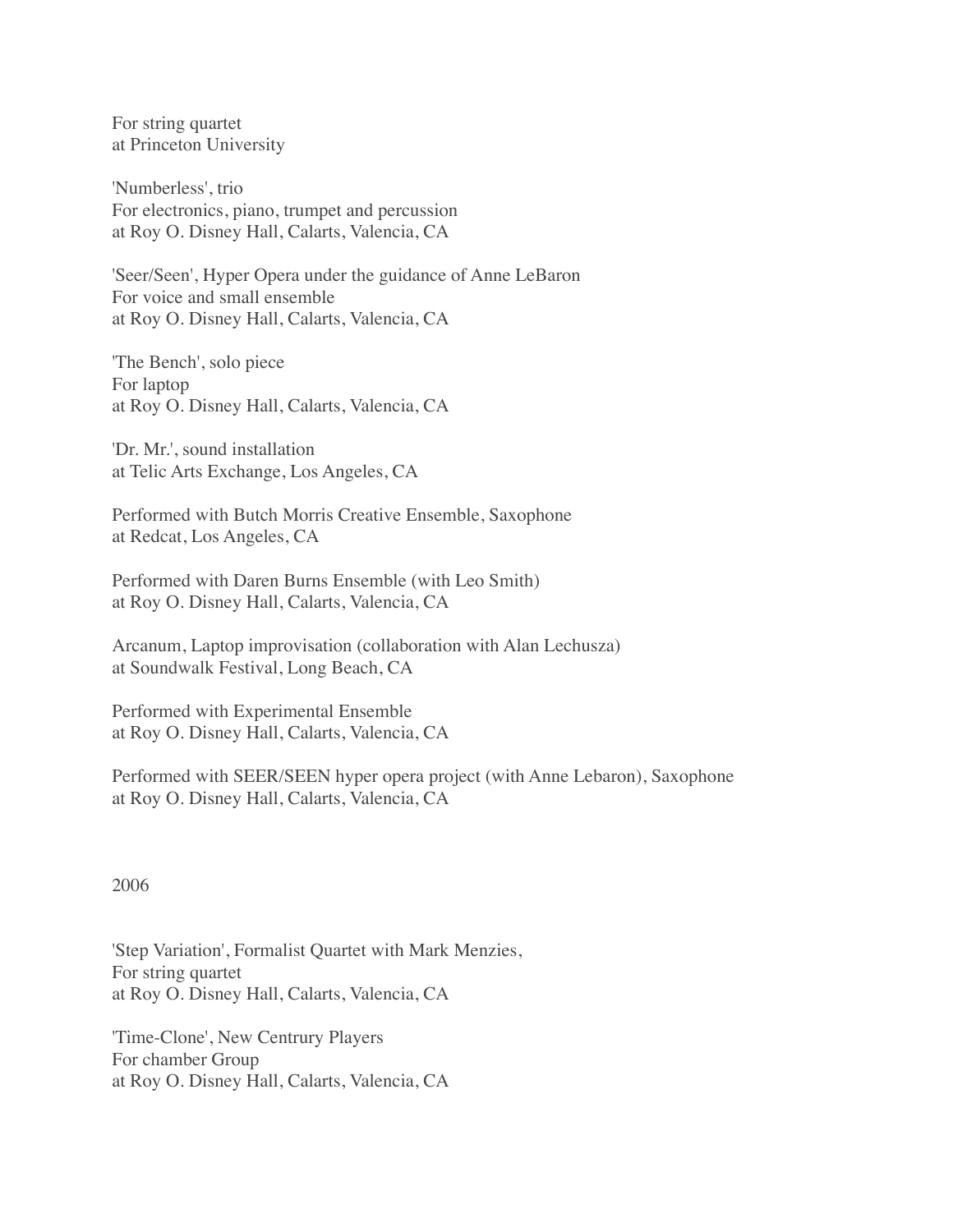For string quartet
at Princeton University

'Numberless', trio
For electronics, piano, trumpet and percussion
at Roy O. Disney Hall, Calarts, Valencia, CA

'Seer/Seen', Hyper Opera under the guidance of Anne LeBaron
For voice and small ensemble
at Roy O. Disney Hall, Calarts, Valencia, CA

'The Bench', solo piece
For laptop
at Roy O. Disney Hall, Calarts, Valencia, CA

'Dr. Mr.', sound installation
at Telic Arts Exchange, Los Angeles, CA

Performed with Butch Morris Creative Ensemble, Saxophone
at Redcat, Los Angeles, CA

Performed with Daren Burns Ensemble (with Leo Smith)
at Roy O. Disney Hall, Calarts, Valencia, CA

Arcanum, Laptop improvisation (collaboration with Alan Lechusza)
at Soundwalk Festival, Long Beach, CA

Performed with Experimental Ensemble
at Roy O. Disney Hall, Calarts, Valencia, CA

Performed with SEER/SEEN hyper opera project (with Anne Lebaron), Saxophone
at Roy O. Disney Hall, Calarts, Valencia, CA

2006

'Step Variation', Formalist Quartet with Mark Menzies,
For string quartet
at Roy O. Disney Hall, Calarts, Valencia, CA

'Time-Clone', New Centrury Players
For chamber Group
at Roy O. Disney Hall, Calarts, Valencia, CA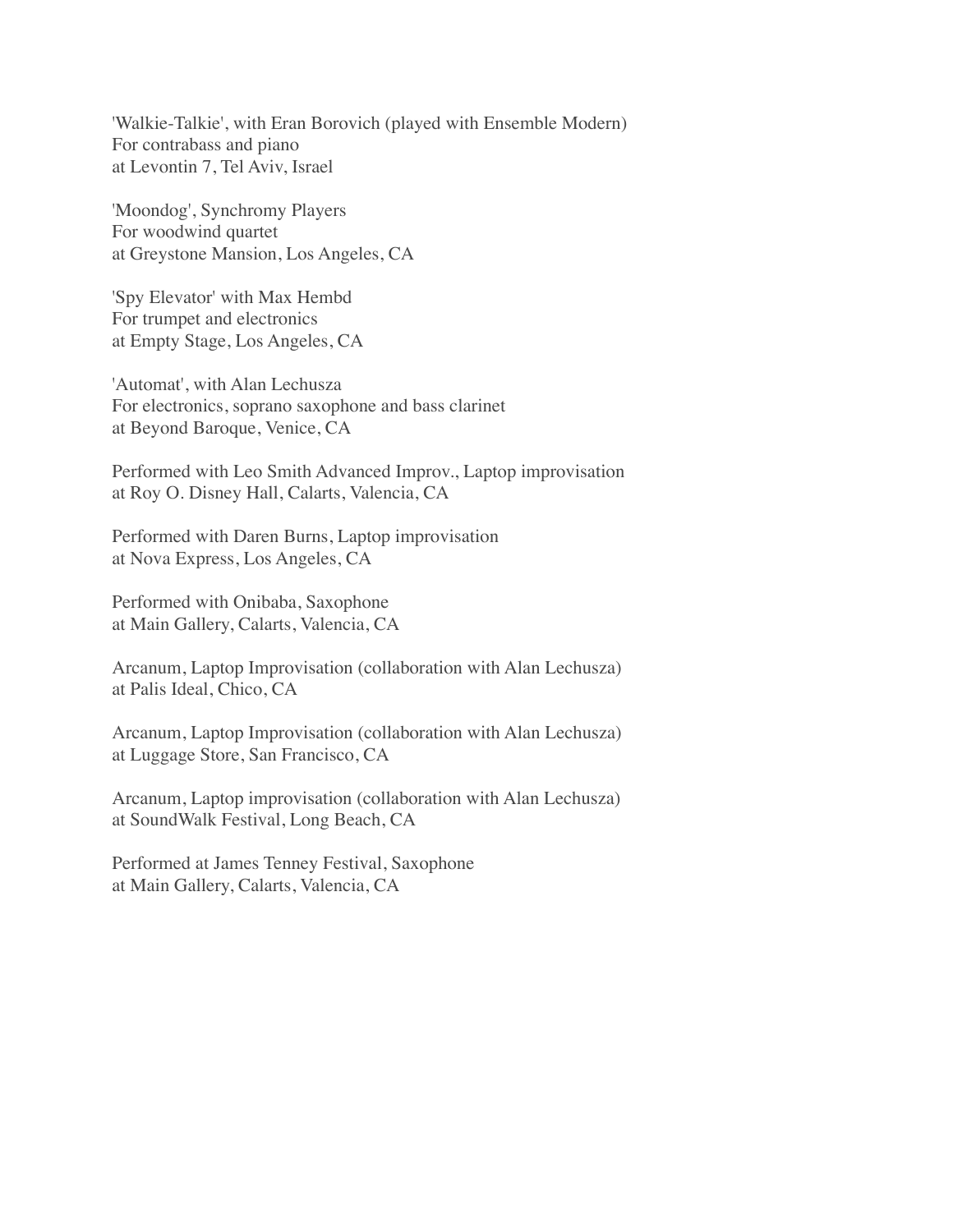'Walkie-Talkie', with Eran Borovich (played with Ensemble Modern)
For contrabass and piano
at Levontin 7, Tel Aviv, Israel

'Moondog', Synchromy Players
For woodwind quartet
at Greystone Mansion, Los Angeles, CA

'Spy Elevator' with Max Hembd
For trumpet and electronics
at Empty Stage, Los Angeles, CA

'Automat', with Alan Lechusza
For electronics, soprano saxophone and bass clarinet
at Beyond Baroque, Venice, CA

Performed with Leo Smith Advanced Improv., Laptop improvisation
at Roy O. Disney Hall, Calarts, Valencia, CA

Performed with Daren Burns, Laptop improvisation
at Nova Express, Los Angeles, CA

Performed with Onibaba, Saxophone
at Main Gallery, Calarts, Valencia, CA

Arcanum, Laptop Improvisation (collaboration with Alan Lechusza)
at Palis Ideal, Chico, CA

Arcanum, Laptop Improvisation (collaboration with Alan Lechusza)
at Luggage Store, San Francisco, CA

Arcanum, Laptop improvisation (collaboration with Alan Lechusza)
at SoundWalk Festival, Long Beach, CA

Performed at James Tenney Festival, Saxophone
at Main Gallery, Calarts, Valencia, CA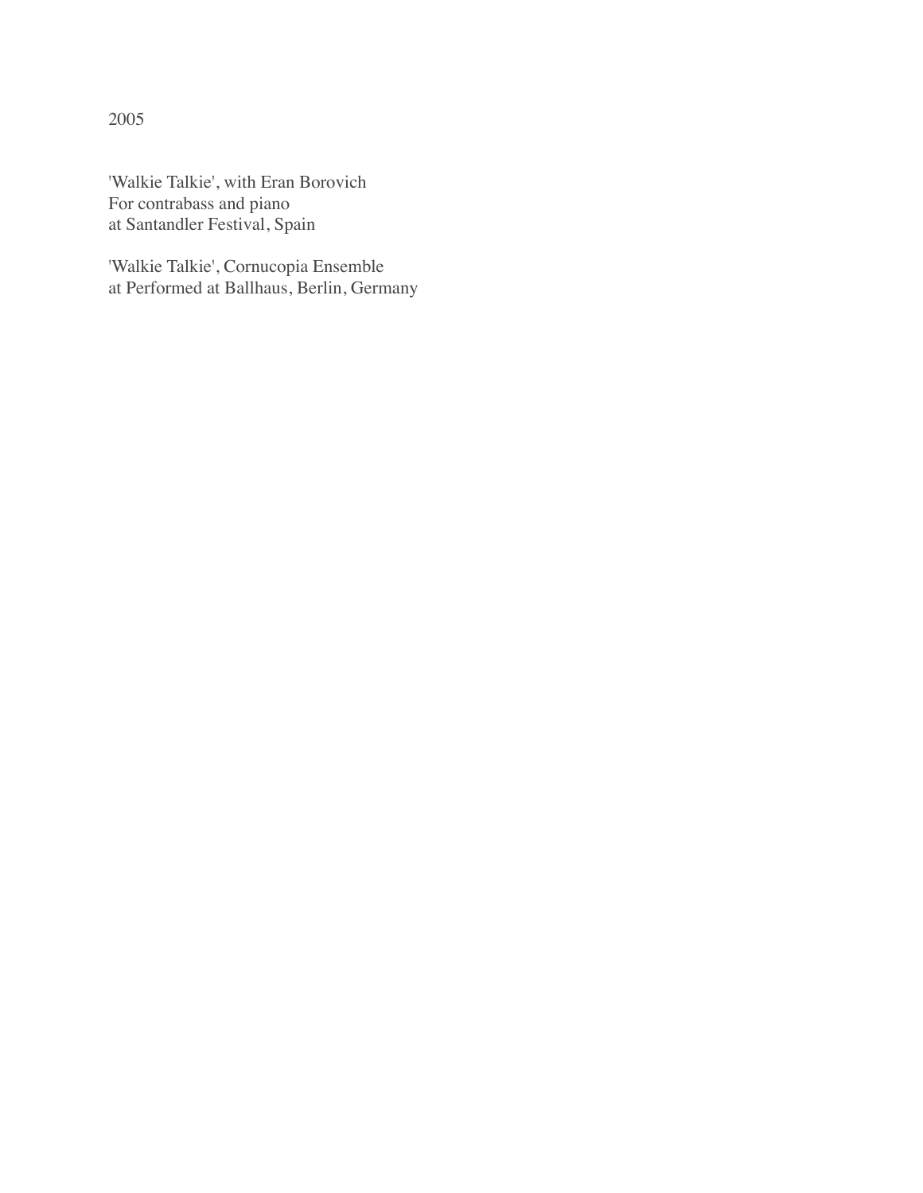2005

'Walkie Talkie', with Eran Borovich
For contrabass and piano
at Santandler Festival, Spain

'Walkie Talkie', Cornucopia Ensemble
at Performed at Ballhaus, Berlin, Germany